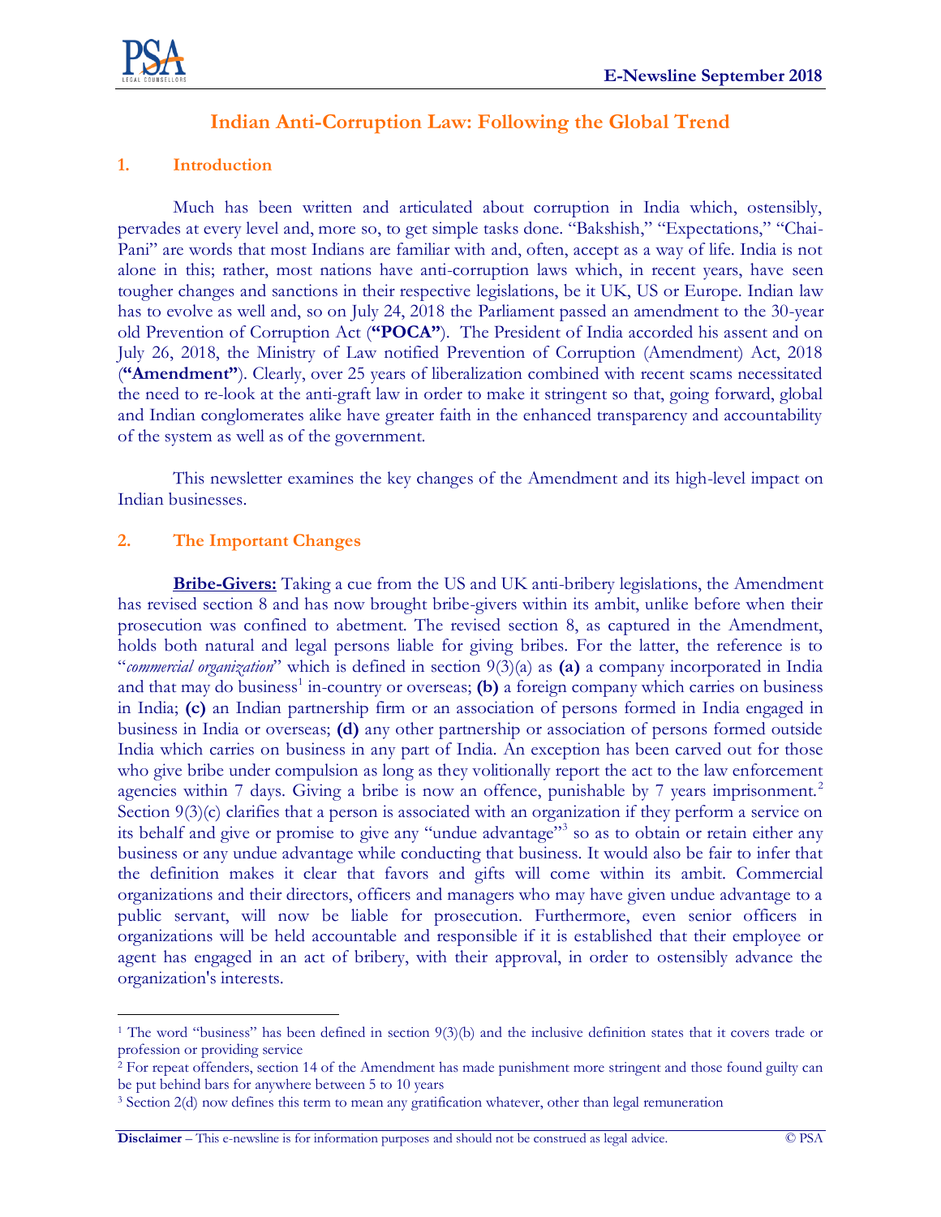# Indian Anti-Corruption Law: Following the Global Trend

## 1. Introduction

Much has been written and articulated about corruption in India which, ostensibly, pervades at every level and, more so, to get simple tasks done. "Bakshish," "Expectations," "Chai-Pani" are words that most Indians are familiar with and, often, accept as a way of life. India is not alone in this; rather, most nations have anti-corruption laws which, in recent years, have seen tougher changes and sanctions in their respective legislations, be it UK, US or Europe. Indian law has to evolve as well and, so on July 24, 2018 the Parliament passed an amendment to the 30-year old Prevention of Corruption Act (**"POCA"**). The President of India accorded his assent and on July 26, 2018, the Ministry of Law notified Prevention of Corruption (Amendment) Act, 2018 (**"Amendment"**). Clearly, over 25 years of liberalization combined with recent scams necessitated the need to re-look at the anti-graft law in order to make it stringent so that, going forward, global and Indian conglomerates alike have greater faith in the enhanced transparency and accountability of the system as well as of the government.

This newsletter examines the key changes of the Amendment and its high-level impact on Indian businesses.

## 2. The Important Changes

**Bribe-Givers:** Taking a cue from the US and UK anti-bribery legislations, the Amendment has revised section 8 and has now brought bribe-givers within its ambit, unlike before when their prosecution was confined to abetment. The revised section 8, as captured in the Amendment, holds both natural and legal persons liable for giving bribes. For the latter, the reference is to "*commercial organization*" which is defined in section 9(3)(a) as **(a)** a company incorporated in India and that may do business[1] in-country or overseas; **(b)** a foreign company which carries on business in India; **(c)** an Indian partnership firm or an association of persons formed in India engaged in business in India or overseas; **(d)** any other partnership or association of persons formed outside India which carries on business in any part of India. An exception has been carved out for those who give bribe under compulsion as long as they volitionally report the act to the law enforcement agencies within 7 days. Giving a bribe is now an offence, punishable by 7 years imprisonment.[2] Section 9(3)(c) clarifies that a person is associated with an organization if they perform a service on its behalf and give or promise to give any "undue advantage"[3] so as to obtain or retain either any business or any undue advantage while conducting that business. It would also be fair to infer that the definition makes it clear that favors and gifts will come within its ambit. Commercial organizations and their directors, officers and managers who may have given undue advantage to a public servant, will now be liable for prosecution. Furthermore, even senior officers in organizations will be held accountable and responsible if it is established that their employee or agent has engaged in an act of bribery, with their approval, in order to ostensibly advance the organization's interests.

---

[1] The word "business" has been defined in section 9(3)(b) and the inclusive definition states that it covers trade or profession or providing service

[2] For repeat offenders, section 14 of the Amendment has made punishment more stringent and those found guilty can be put behind bars for anywhere between 5 to 10 years

[3] Section 2(d) now defines this term to mean any gratification whatever, other than legal remuneration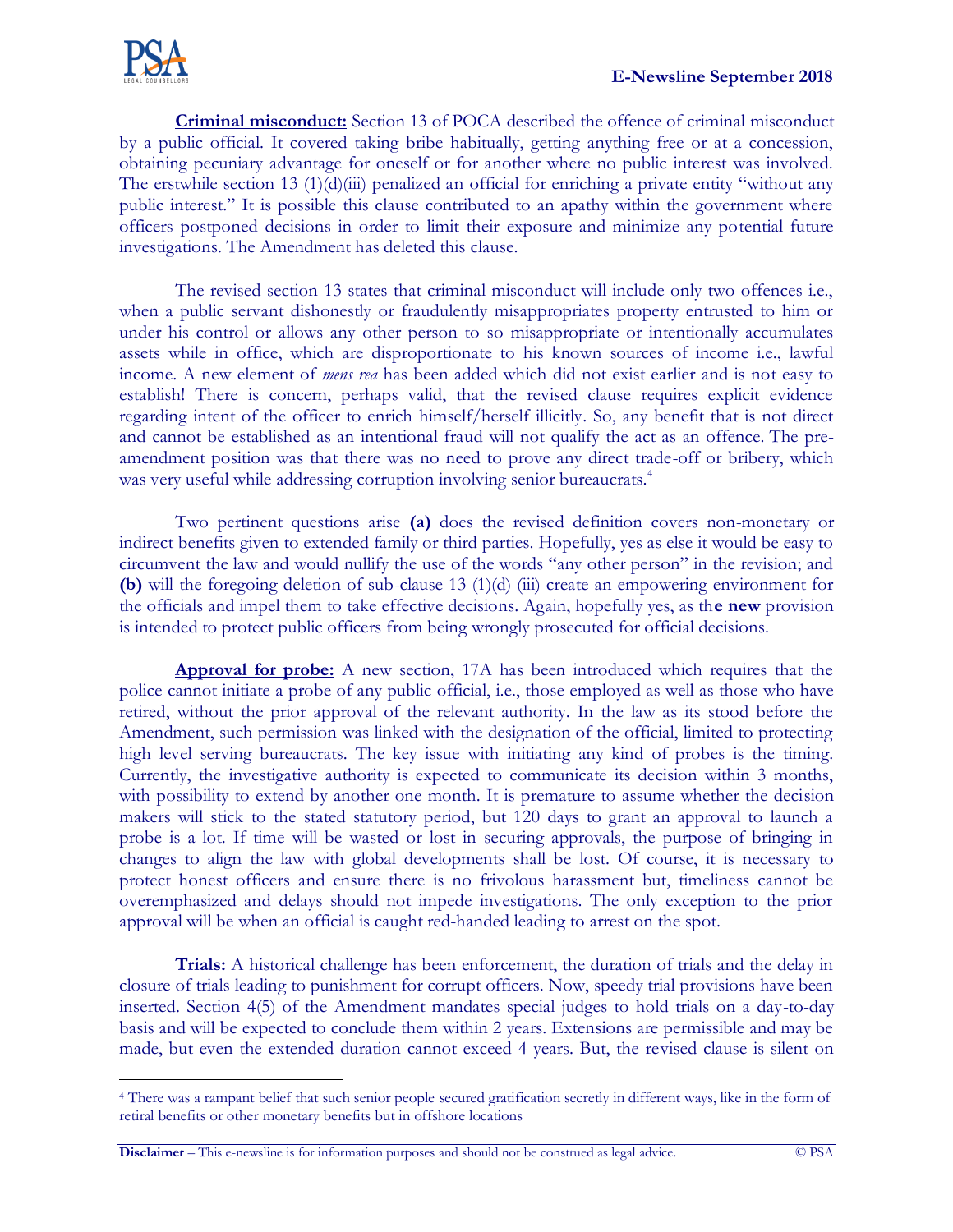**Criminal misconduct:** Section 13 of POCA described the offence of criminal misconduct by a public official. It covered taking bribe habitually, getting anything free or at a concession, obtaining pecuniary advantage for oneself or for another where no public interest was involved. The erstwhile section 13 (1)(d)(iii) penalized an official for enriching a private entity "without any public interest." It is possible this clause contributed to an apathy within the government where officers postponed decisions in order to limit their exposure and minimize any potential future investigations. The Amendment has deleted this clause.

The revised section 13 states that criminal misconduct will include only two offences i.e., when a public servant dishonestly or fraudulently misappropriates property entrusted to him or under his control or allows any other person to so misappropriate or intentionally accumulates assets while in office, which are disproportionate to his known sources of income i.e., lawful income. A new element of *mens rea* has been added which did not exist earlier and is not easy to establish! There is concern, perhaps valid, that the revised clause requires explicit evidence regarding intent of the officer to enrich himself/herself illicitly. So, any benefit that is not direct and cannot be established as an intentional fraud will not qualify the act as an offence. The pre-amendment position was that there was no need to prove any direct trade-off or bribery, which was very useful while addressing corruption involving senior bureaucrats.[4]

Two pertinent questions arise **(a)** does the revised definition covers non-monetary or indirect benefits given to extended family or third parties. Hopefully, yes as else it would be easy to circumvent the law and would nullify the use of the words "any other person" in the revision; and **(b)** will the foregoing deletion of sub-clause 13 (1)(d) (iii) create an empowering environment for the officials and impel them to take effective decisions. Again, hopefully yes, as th**e new** provision is intended to protect public officers from being wrongly prosecuted for official decisions.

**Approval for probe:** A new section, 17A has been introduced which requires that the police cannot initiate a probe of any public official, i.e., those employed as well as those who have retired, without the prior approval of the relevant authority. In the law as its stood before the Amendment, such permission was linked with the designation of the official, limited to protecting high level serving bureaucrats. The key issue with initiating any kind of probes is the timing. Currently, the investigative authority is expected to communicate its decision within 3 months, with possibility to extend by another one month. It is premature to assume whether the decision makers will stick to the stated statutory period, but 120 days to grant an approval to launch a probe is a lot. If time will be wasted or lost in securing approvals, the purpose of bringing in changes to align the law with global developments shall be lost. Of course, it is necessary to protect honest officers and ensure there is no frivolous harassment but, timeliness cannot be overemphasized and delays should not impede investigations. The only exception to the prior approval will be when an official is caught red-handed leading to arrest on the spot.

**Trials:** A historical challenge has been enforcement, the duration of trials and the delay in closure of trials leading to punishment for corrupt officers. Now, speedy trial provisions have been inserted. Section 4(5) of the Amendment mandates special judges to hold trials on a day-to-day basis and will be expected to conclude them within 2 years. Extensions are permissible and may be made, but even the extended duration cannot exceed 4 years. But, the revised clause is silent on

---

[4] There was a rampant belief that such senior people secured gratification secretly in different ways, like in the form of retiral benefits or other monetary benefits but in offshore locations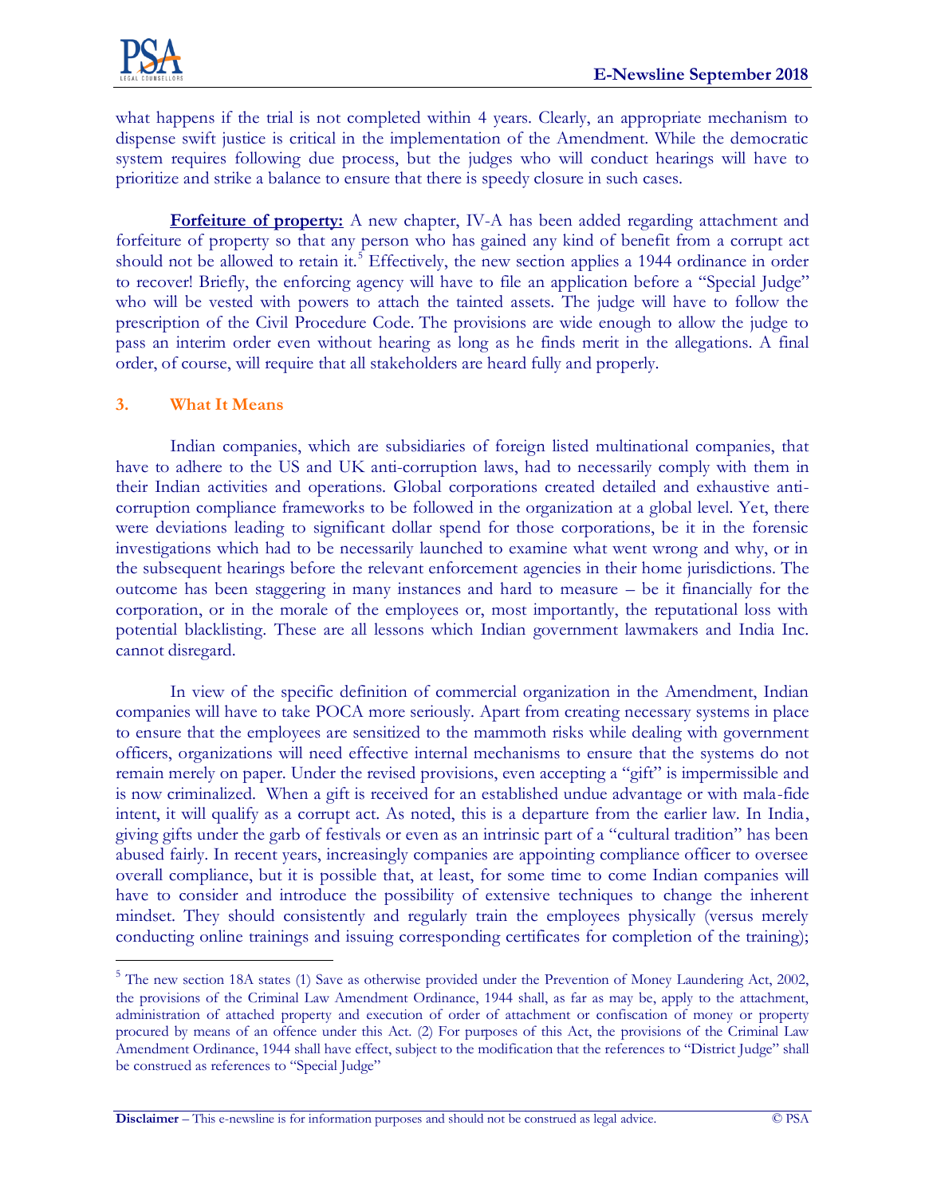what happens if the trial is not completed within 4 years. Clearly, an appropriate mechanism to dispense swift justice is critical in the implementation of the Amendment. While the democratic system requires following due process, but the judges who will conduct hearings will have to prioritize and strike a balance to ensure that there is speedy closure in such cases.

**Forfeiture of property:** A new chapter, IV-A has been added regarding attachment and forfeiture of property so that any person who has gained any kind of benefit from a corrupt act should not be allowed to retain it.[5] Effectively, the new section applies a 1944 ordinance in order to recover! Briefly, the enforcing agency will have to file an application before a "Special Judge" who will be vested with powers to attach the tainted assets. The judge will have to follow the prescription of the Civil Procedure Code. The provisions are wide enough to allow the judge to pass an interim order even without hearing as long as he finds merit in the allegations. A final order, of course, will require that all stakeholders are heard fully and properly.

### 3. What It Means

Indian companies, which are subsidiaries of foreign listed multinational companies, that have to adhere to the US and UK anti-corruption laws, had to necessarily comply with them in their Indian activities and operations. Global corporations created detailed and exhaustive anti-corruption compliance frameworks to be followed in the organization at a global level. Yet, there were deviations leading to significant dollar spend for those corporations, be it in the forensic investigations which had to be necessarily launched to examine what went wrong and why, or in the subsequent hearings before the relevant enforcement agencies in their home jurisdictions. The outcome has been staggering in many instances and hard to measure – be it financially for the corporation, or in the morale of the employees or, most importantly, the reputational loss with potential blacklisting. These are all lessons which Indian government lawmakers and India Inc. cannot disregard.

In view of the specific definition of commercial organization in the Amendment, Indian companies will have to take POCA more seriously. Apart from creating necessary systems in place to ensure that the employees are sensitized to the mammoth risks while dealing with government officers, organizations will need effective internal mechanisms to ensure that the systems do not remain merely on paper. Under the revised provisions, even accepting a "gift" is impermissible and is now criminalized. When a gift is received for an established undue advantage or with mala-fide intent, it will qualify as a corrupt act. As noted, this is a departure from the earlier law. In India, giving gifts under the garb of festivals or even as an intrinsic part of a "cultural tradition" has been abused fairly. In recent years, increasingly companies are appointing compliance officer to oversee overall compliance, but it is possible that, at least, for some time to come Indian companies will have to consider and introduce the possibility of extensive techniques to change the inherent mindset. They should consistently and regularly train the employees physically (versus merely conducting online trainings and issuing corresponding certificates for completion of the training);

---

[5] The new section 18A states (1) Save as otherwise provided under the Prevention of Money Laundering Act, 2002, the provisions of the Criminal Law Amendment Ordinance, 1944 shall, as far as may be, apply to the attachment, administration of attached property and execution of order of attachment or confiscation of money or property procured by means of an offence under this Act. (2) For purposes of this Act, the provisions of the Criminal Law Amendment Ordinance, 1944 shall have effect, subject to the modification that the references to "District Judge" shall be construed as references to "Special Judge"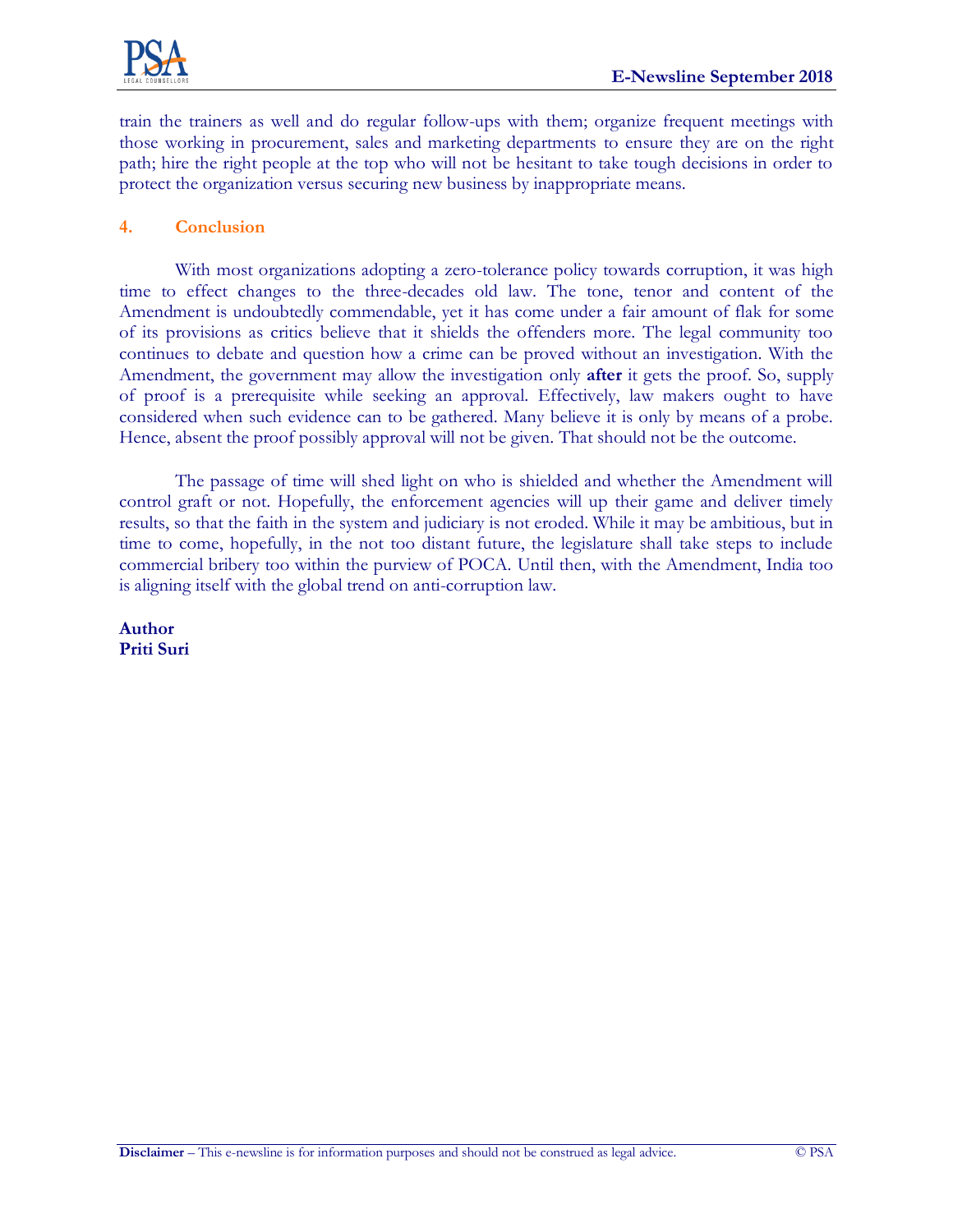train the trainers as well and do regular follow-ups with them; organize frequent meetings with those working in procurement, sales and marketing departments to ensure they are on the right path; hire the right people at the top who will not be hesitant to take tough decisions in order to protect the organization versus securing new business by inappropriate means.

## 4. Conclusion

With most organizations adopting a zero-tolerance policy towards corruption, it was high time to effect changes to the three-decades old law. The tone, tenor and content of the Amendment is undoubtedly commendable, yet it has come under a fair amount of flak for some of its provisions as critics believe that it shields the offenders more. The legal community too continues to debate and question how a crime can be proved without an investigation. With the Amendment, the government may allow the investigation only **after** it gets the proof. So, supply of proof is a prerequisite while seeking an approval. Effectively, law makers ought to have considered when such evidence can to be gathered. Many believe it is only by means of a probe. Hence, absent the proof possibly approval will not be given. That should not be the outcome.

The passage of time will shed light on who is shielded and whether the Amendment will control graft or not. Hopefully, the enforcement agencies will up their game and deliver timely results, so that the faith in the system and judiciary is not eroded. While it may be ambitious, but in time to come, hopefully, in the not too distant future, the legislature shall take steps to include commercial bribery too within the purview of POCA. Until then, with the Amendment, India too is aligning itself with the global trend on anti-corruption law.

**Author**
**Priti Suri**